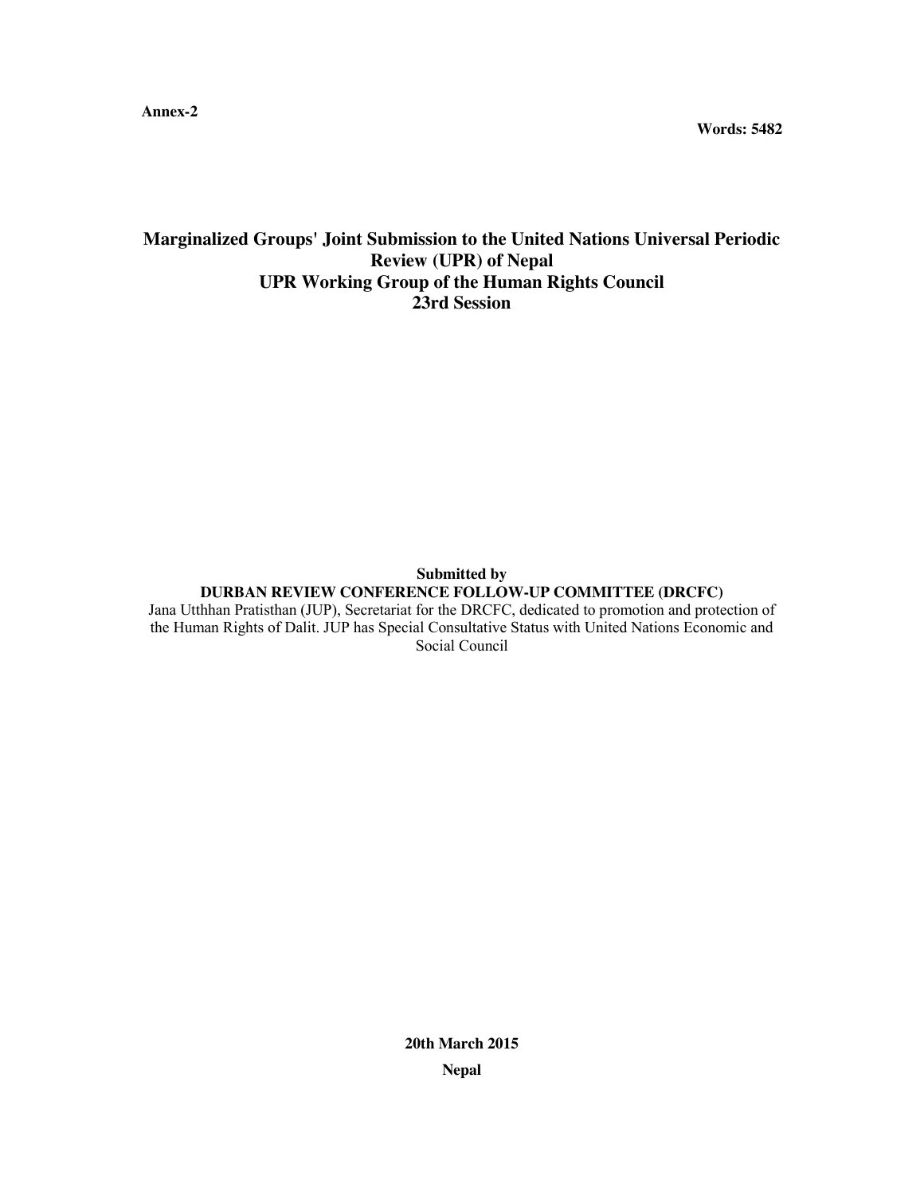**Annex-2**

**Words: 5482**

# Marginalized Groups' Joint Submission to the United Nations Universal Periodic Review (UPR) of Nepal
## UPR Working Group of the Human Rights Council
## 23rd Session

**Submitted by**
**DURBAN REVIEW CONFERENCE FOLLOW-UP COMMITTEE (DRCFC)**
Jana Utthhan Pratisthan (JUP), Secretariat for the DRCFC, dedicated to promotion and protection of the Human Rights of Dalit. JUP has Special Consultative Status with United Nations Economic and Social Council

**20th March 2015**

**Nepal**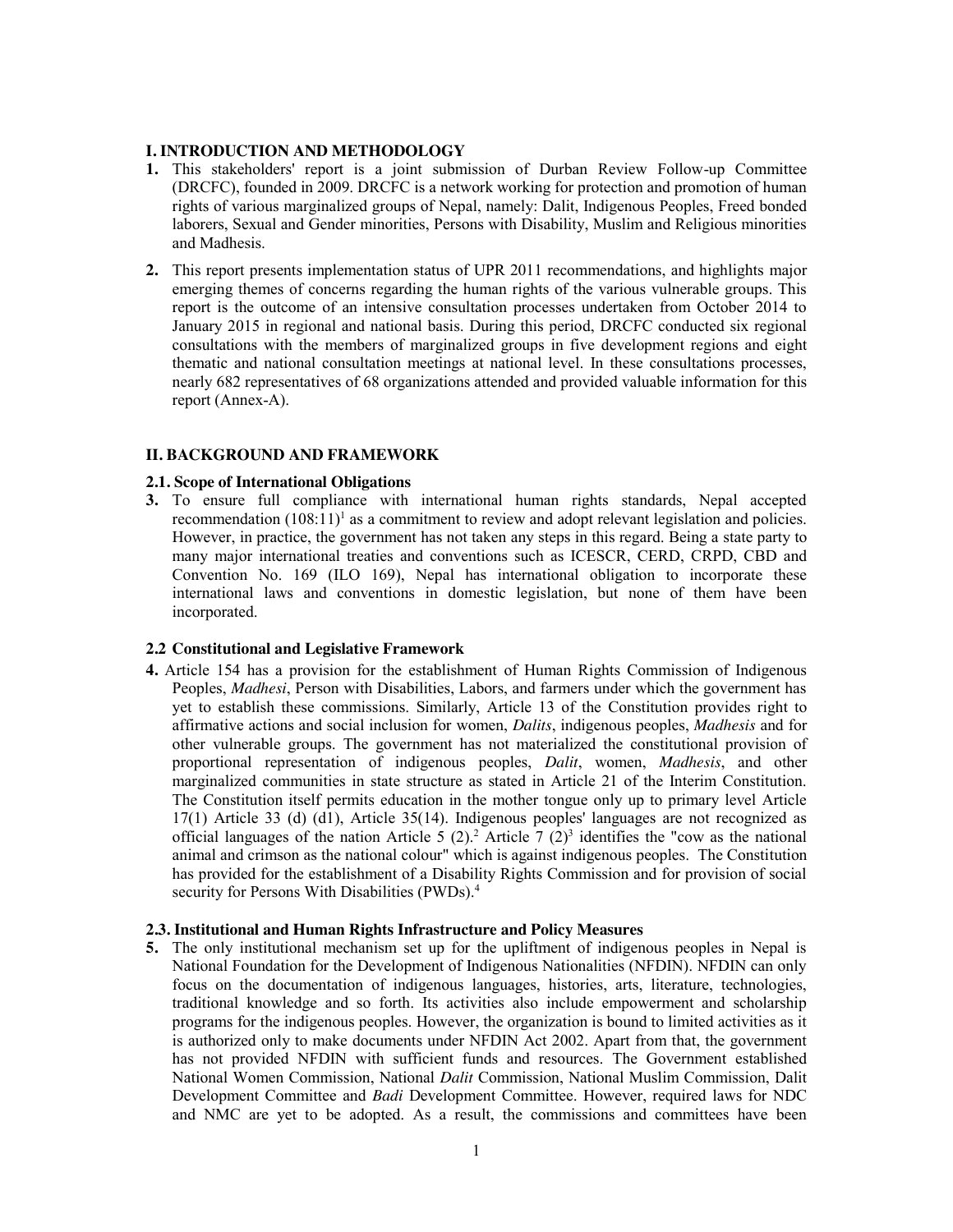## I. INTRODUCTION AND METHODOLOGY

1. This stakeholders' report is a joint submission of Durban Review Follow-up Committee (DRCFC), founded in 2009. DRCFC is a network working for protection and promotion of human rights of various marginalized groups of Nepal, namely: Dalit, Indigenous Peoples, Freed bonded laborers, Sexual and Gender minorities, Persons with Disability, Muslim and Religious minorities and Madhesis.

2. This report presents implementation status of UPR 2011 recommendations, and highlights major emerging themes of concerns regarding the human rights of the various vulnerable groups. This report is the outcome of an intensive consultation processes undertaken from October 2014 to January 2015 in regional and national basis. During this period, DRCFC conducted six regional consultations with the members of marginalized groups in five development regions and eight thematic and national consultation meetings at national level. In these consultations processes, nearly 682 representatives of 68 organizations attended and provided valuable information for this report (Annex-A).

## II. BACKGROUND AND FRAMEWORK

### 2.1. Scope of International Obligations

3. To ensure full compliance with international human rights standards, Nepal accepted recommendation (108:11)[1] as a commitment to review and adopt relevant legislation and policies. However, in practice, the government has not taken any steps in this regard. Being a state party to many major international treaties and conventions such as ICESCR, CERD, CRPD, CBD and Convention No. 169 (ILO 169), Nepal has international obligation to incorporate these international laws and conventions in domestic legislation, but none of them have been incorporated.

### 2.2 Constitutional and Legislative Framework

4. Article 154 has a provision for the establishment of Human Rights Commission of Indigenous Peoples, *Madhesi*, Person with Disabilities, Labors, and farmers under which the government has yet to establish these commissions. Similarly, Article 13 of the Constitution provides right to affirmative actions and social inclusion for women, *Dalits*, indigenous peoples, *Madhesis* and for other vulnerable groups. The government has not materialized the constitutional provision of proportional representation of indigenous peoples, *Dalit*, women, *Madhesis*, and other marginalized communities in state structure as stated in Article 21 of the Interim Constitution. The Constitution itself permits education in the mother tongue only up to primary level Article 17(1) Article 33 (d) (d1), Article 35(14). Indigenous peoples' languages are not recognized as official languages of the nation Article 5 (2).[2] Article 7 (2)[3] identifies the "cow as the national animal and crimson as the national colour" which is against indigenous peoples. The Constitution has provided for the establishment of a Disability Rights Commission and for provision of social security for Persons With Disabilities (PWDs).[4]

### 2.3. Institutional and Human Rights Infrastructure and Policy Measures

5. The only institutional mechanism set up for the upliftment of indigenous peoples in Nepal is National Foundation for the Development of Indigenous Nationalities (NFDIN). NFDIN can only focus on the documentation of indigenous languages, histories, arts, literature, technologies, traditional knowledge and so forth. Its activities also include empowerment and scholarship programs for the indigenous peoples. However, the organization is bound to limited activities as it is authorized only to make documents under NFDIN Act 2002. Apart from that, the government has not provided NFDIN with sufficient funds and resources. The Government established National Women Commission, National *Dalit* Commission, National Muslim Commission, Dalit Development Committee and *Badi* Development Committee. However, required laws for NDC and NMC are yet to be adopted. As a result, the commissions and committees have been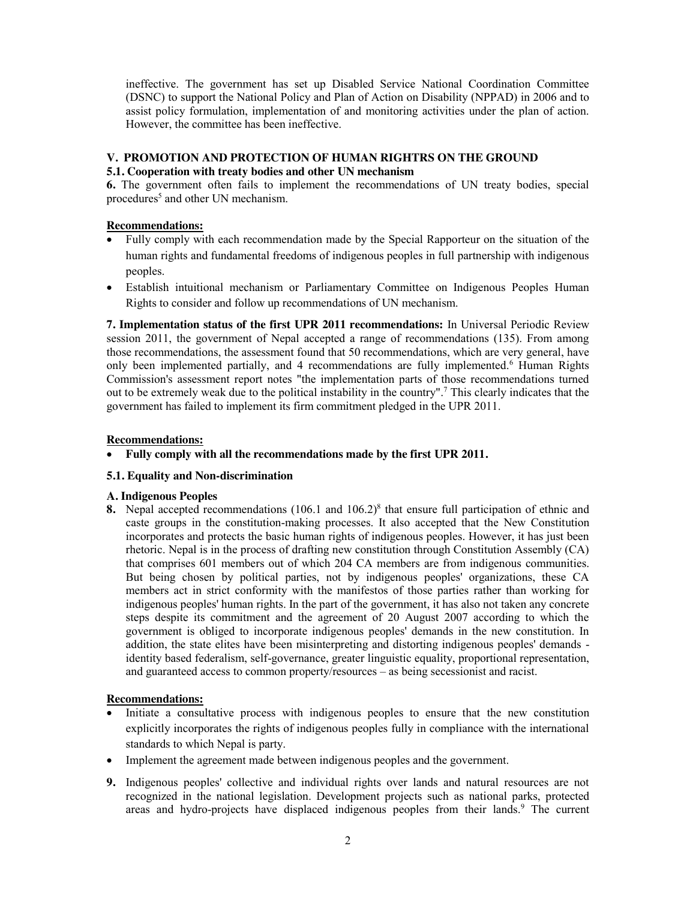ineffective. The government has set up Disabled Service National Coordination Committee (DSNC) to support the National Policy and Plan of Action on Disability (NPPAD) in 2006 and to assist policy formulation, implementation of and monitoring activities under the plan of action. However, the committee has been ineffective.

## V. PROMOTION AND PROTECTION OF HUMAN RIGHTRS ON THE GROUND

### 5.1. Cooperation with treaty bodies and other UN mechanism

**6.** The government often fails to implement the recommendations of UN treaty bodies, special procedures[5] and other UN mechanism.

**Recommendations:**

- Fully comply with each recommendation made by the Special Rapporteur on the situation of the human rights and fundamental freedoms of indigenous peoples in full partnership with indigenous peoples.
- Establish intuitional mechanism or Parliamentary Committee on Indigenous Peoples Human Rights to consider and follow up recommendations of UN mechanism.

**7. Implementation status of the first UPR 2011 recommendations:** In Universal Periodic Review session 2011, the government of Nepal accepted a range of recommendations (135). From among those recommendations, the assessment found that 50 recommendations, which are very general, have only been implemented partially, and 4 recommendations are fully implemented.[6] Human Rights Commission's assessment report notes "the implementation parts of those recommendations turned out to be extremely weak due to the political instability in the country".[7] This clearly indicates that the government has failed to implement its firm commitment pledged in the UPR 2011.

**Recommendations:**

- **Fully comply with all the recommendations made by the first UPR 2011.**

### 5.1. Equality and Non-discrimination

#### A. Indigenous Peoples

**8.** Nepal accepted recommendations (106.1 and 106.2)[8] that ensure full participation of ethnic and caste groups in the constitution-making processes. It also accepted that the New Constitution incorporates and protects the basic human rights of indigenous peoples. However, it has just been rhetoric. Nepal is in the process of drafting new constitution through Constitution Assembly (CA) that comprises 601 members out of which 204 CA members are from indigenous communities. But being chosen by political parties, not by indigenous peoples' organizations, these CA members act in strict conformity with the manifestos of those parties rather than working for indigenous peoples' human rights. In the part of the government, it has also not taken any concrete steps despite its commitment and the agreement of 20 August 2007 according to which the government is obliged to incorporate indigenous peoples' demands in the new constitution. In addition, the state elites have been misinterpreting and distorting indigenous peoples' demands - identity based federalism, self-governance, greater linguistic equality, proportional representation, and guaranteed access to common property/resources – as being secessionist and racist.

**Recommendations:**

- Initiate a consultative process with indigenous peoples to ensure that the new constitution explicitly incorporates the rights of indigenous peoples fully in compliance with the international standards to which Nepal is party.
- Implement the agreement made between indigenous peoples and the government.

**9.** Indigenous peoples' collective and individual rights over lands and natural resources are not recognized in the national legislation. Development projects such as national parks, protected areas and hydro-projects have displaced indigenous peoples from their lands.[9] The current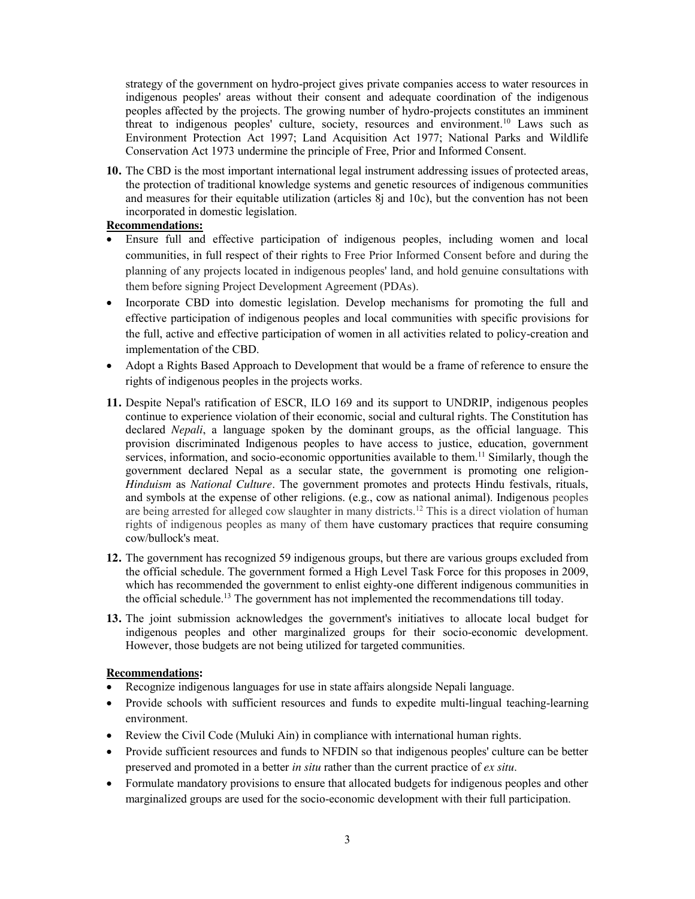strategy of the government on hydro-project gives private companies access to water resources in indigenous peoples' areas without their consent and adequate coordination of the indigenous peoples affected by the projects. The growing number of hydro-projects constitutes an imminent threat to indigenous peoples' culture, society, resources and environment.[10] Laws such as Environment Protection Act 1997; Land Acquisition Act 1977; National Parks and Wildlife Conservation Act 1973 undermine the principle of Free, Prior and Informed Consent.

**10.** The CBD is the most important international legal instrument addressing issues of protected areas, the protection of traditional knowledge systems and genetic resources of indigenous communities and measures for their equitable utilization (articles 8j and 10c), but the convention has not been incorporated in domestic legislation.

**Recommendations:**

- Ensure full and effective participation of indigenous peoples, including women and local communities, in full respect of their rights to Free Prior Informed Consent before and during the planning of any projects located in indigenous peoples' land, and hold genuine consultations with them before signing Project Development Agreement (PDAs).
- Incorporate CBD into domestic legislation. Develop mechanisms for promoting the full and effective participation of indigenous peoples and local communities with specific provisions for the full, active and effective participation of women in all activities related to policy-creation and implementation of the CBD.
- Adopt a Rights Based Approach to Development that would be a frame of reference to ensure the rights of indigenous peoples in the projects works.

**11.** Despite Nepal's ratification of ESCR, ILO 169 and its support to UNDRIP, indigenous peoples continue to experience violation of their economic, social and cultural rights. The Constitution has declared *Nepali*, a language spoken by the dominant groups, as the official language. This provision discriminated Indigenous peoples to have access to justice, education, government services, information, and socio-economic opportunities available to them.[11] Similarly, though the government declared Nepal as a secular state, the government is promoting one religion- *Hinduism* as *National Culture*. The government promotes and protects Hindu festivals, rituals, and symbols at the expense of other religions. (e.g., cow as national animal). Indigenous peoples are being arrested for alleged cow slaughter in many districts.[12] This is a direct violation of human rights of indigenous peoples as many of them have customary practices that require consuming cow/bullock's meat.

**12.** The government has recognized 59 indigenous groups, but there are various groups excluded from the official schedule. The government formed a High Level Task Force for this proposes in 2009, which has recommended the government to enlist eighty-one different indigenous communities in the official schedule.[13] The government has not implemented the recommendations till today.

**13.** The joint submission acknowledges the government's initiatives to allocate local budget for indigenous peoples and other marginalized groups for their socio-economic development. However, those budgets are not being utilized for targeted communities.

**Recommendations:**

- Recognize indigenous languages for use in state affairs alongside Nepali language.
- Provide schools with sufficient resources and funds to expedite multi-lingual teaching-learning environment.
- Review the Civil Code (Muluki Ain) in compliance with international human rights.
- Provide sufficient resources and funds to NFDIN so that indigenous peoples' culture can be better preserved and promoted in a better *in situ* rather than the current practice of *ex situ*.
- Formulate mandatory provisions to ensure that allocated budgets for indigenous peoples and other marginalized groups are used for the socio-economic development with their full participation.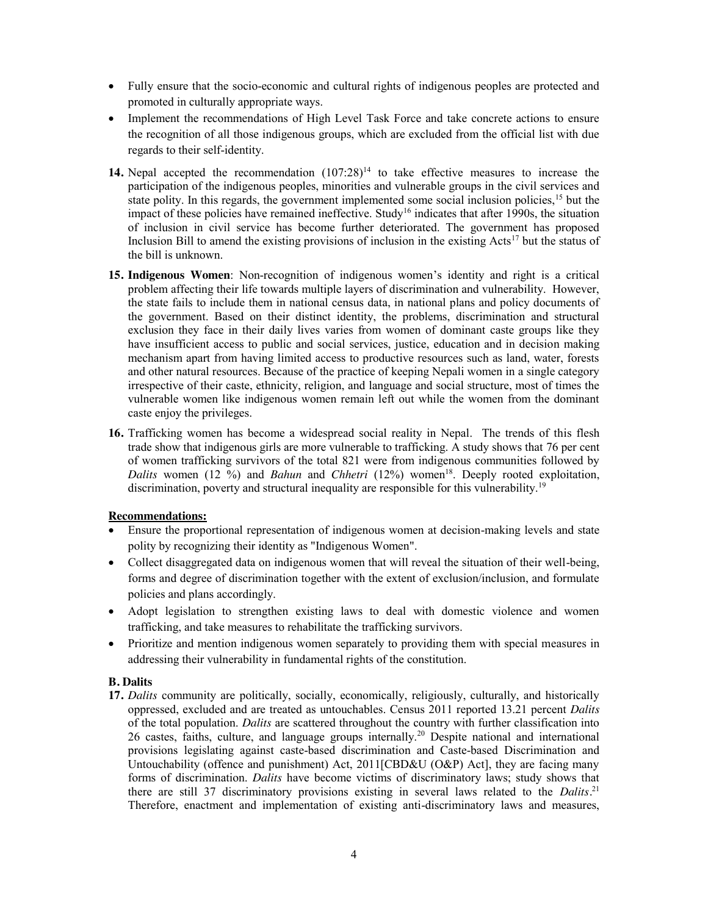- Fully ensure that the socio-economic and cultural rights of indigenous peoples are protected and promoted in culturally appropriate ways.
- Implement the recommendations of High Level Task Force and take concrete actions to ensure the recognition of all those indigenous groups, which are excluded from the official list with due regards to their self-identity.

**14.** Nepal accepted the recommendation (107:28)[14] to take effective measures to increase the participation of the indigenous peoples, minorities and vulnerable groups in the civil services and state polity. In this regards, the government implemented some social inclusion policies,[15] but the impact of these policies have remained ineffective. Study[16] indicates that after 1990s, the situation of inclusion in civil service has become further deteriorated. The government has proposed Inclusion Bill to amend the existing provisions of inclusion in the existing Acts[17] but the status of the bill is unknown.

**15. Indigenous Women**: Non-recognition of indigenous women's identity and right is a critical problem affecting their life towards multiple layers of discrimination and vulnerability. However, the state fails to include them in national census data, in national plans and policy documents of the government. Based on their distinct identity, the problems, discrimination and structural exclusion they face in their daily lives varies from women of dominant caste groups like they have insufficient access to public and social services, justice, education and in decision making mechanism apart from having limited access to productive resources such as land, water, forests and other natural resources. Because of the practice of keeping Nepali women in a single category irrespective of their caste, ethnicity, religion, and language and social structure, most of times the vulnerable women like indigenous women remain left out while the women from the dominant caste enjoy the privileges.

**16.** Trafficking women has become a widespread social reality in Nepal. The trends of this flesh trade show that indigenous girls are more vulnerable to trafficking. A study shows that 76 per cent of women trafficking survivors of the total 821 were from indigenous communities followed by *Dalits* women (12 %) and *Bahun* and *Chhetri* (12%) women[18]. Deeply rooted exploitation, discrimination, poverty and structural inequality are responsible for this vulnerability.[19]

**Recommendations:**

- Ensure the proportional representation of indigenous women at decision-making levels and state polity by recognizing their identity as "Indigenous Women".
- Collect disaggregated data on indigenous women that will reveal the situation of their well-being, forms and degree of discrimination together with the extent of exclusion/inclusion, and formulate policies and plans accordingly.
- Adopt legislation to strengthen existing laws to deal with domestic violence and women trafficking, and take measures to rehabilitate the trafficking survivors.
- Prioritize and mention indigenous women separately to providing them with special measures in addressing their vulnerability in fundamental rights of the constitution.

### B. Dalits

**17.** *Dalits* community are politically, socially, economically, religiously, culturally, and historically oppressed, excluded and are treated as untouchables. Census 2011 reported 13.21 percent *Dalits* of the total population. *Dalits* are scattered throughout the country with further classification into 26 castes, faiths, culture, and language groups internally.[20] Despite national and international provisions legislating against caste-based discrimination and Caste-based Discrimination and Untouchability (offence and punishment) Act, 2011[CBD&U (O&P) Act], they are facing many forms of discrimination. *Dalits* have become victims of discriminatory laws; study shows that there are still 37 discriminatory provisions existing in several laws related to the *Dalits*.[21] Therefore, enactment and implementation of existing anti-discriminatory laws and measures,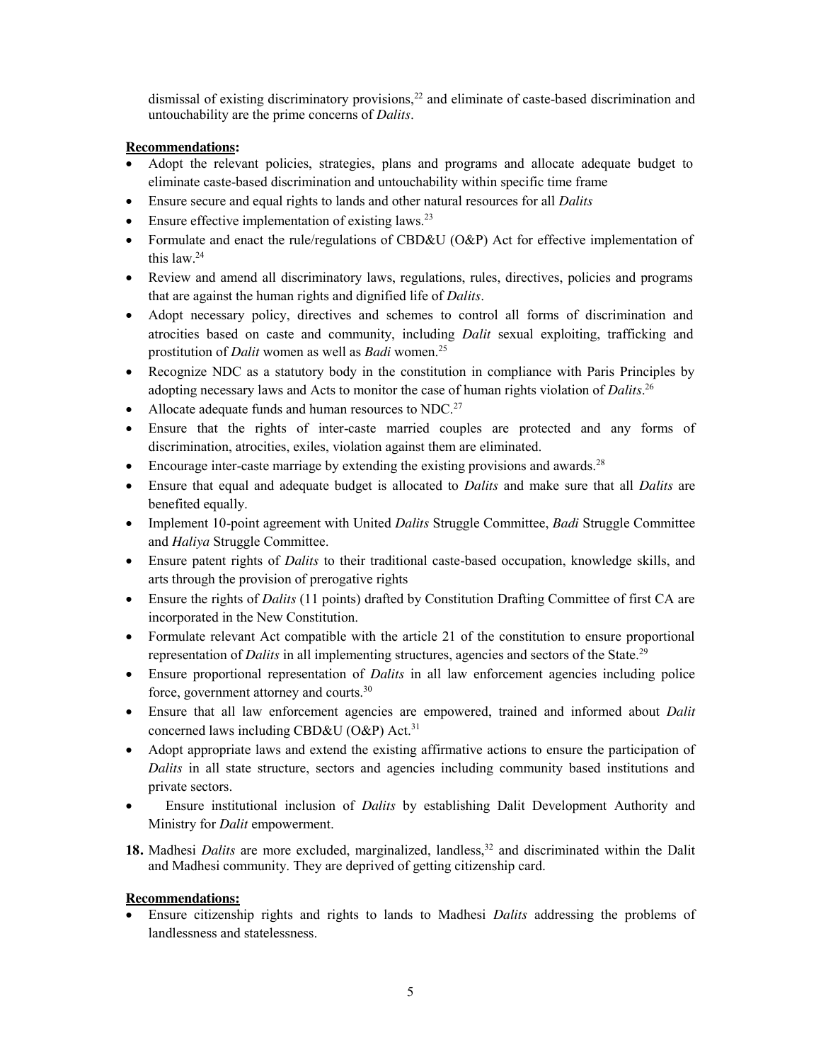dismissal of existing discriminatory provisions,[22] and eliminate of caste-based discrimination and untouchability are the prime concerns of *Dalits*.

**Recommendations:**

- Adopt the relevant policies, strategies, plans and programs and allocate adequate budget to eliminate caste-based discrimination and untouchability within specific time frame
- Ensure secure and equal rights to lands and other natural resources for all *Dalits*
- Ensure effective implementation of existing laws.[23]
- Formulate and enact the rule/regulations of CBD&U (O&P) Act for effective implementation of this law.[24]
- Review and amend all discriminatory laws, regulations, rules, directives, policies and programs that are against the human rights and dignified life of *Dalits*.
- Adopt necessary policy, directives and schemes to control all forms of discrimination and atrocities based on caste and community, including *Dalit* sexual exploiting, trafficking and prostitution of *Dalit* women as well as *Badi* women.[25]
- Recognize NDC as a statutory body in the constitution in compliance with Paris Principles by adopting necessary laws and Acts to monitor the case of human rights violation of *Dalits*.[26]
- Allocate adequate funds and human resources to NDC.[27]
- Ensure that the rights of inter-caste married couples are protected and any forms of discrimination, atrocities, exiles, violation against them are eliminated.
- Encourage inter-caste marriage by extending the existing provisions and awards.[28]
- Ensure that equal and adequate budget is allocated to *Dalits* and make sure that all *Dalits* are benefited equally.
- Implement 10-point agreement with United *Dalits* Struggle Committee, *Badi* Struggle Committee and *Haliya* Struggle Committee.
- Ensure patent rights of *Dalits* to their traditional caste-based occupation, knowledge skills, and arts through the provision of prerogative rights
- Ensure the rights of *Dalits* (11 points) drafted by Constitution Drafting Committee of first CA are incorporated in the New Constitution.
- Formulate relevant Act compatible with the article 21 of the constitution to ensure proportional representation of *Dalits* in all implementing structures, agencies and sectors of the State.[29]
- Ensure proportional representation of *Dalits* in all law enforcement agencies including police force, government attorney and courts.[30]
- Ensure that all law enforcement agencies are empowered, trained and informed about *Dalit* concerned laws including CBD&U (O&P) Act.[31]
- Adopt appropriate laws and extend the existing affirmative actions to ensure the participation of *Dalits* in all state structure, sectors and agencies including community based institutions and private sectors.
- Ensure institutional inclusion of *Dalits* by establishing Dalit Development Authority and Ministry for *Dalit* empowerment.

**18.** Madhesi *Dalits* are more excluded, marginalized, landless,[32] and discriminated within the Dalit and Madhesi community. They are deprived of getting citizenship card.

**Recommendations:**

- Ensure citizenship rights and rights to lands to Madhesi *Dalits* addressing the problems of landlessness and statelessness.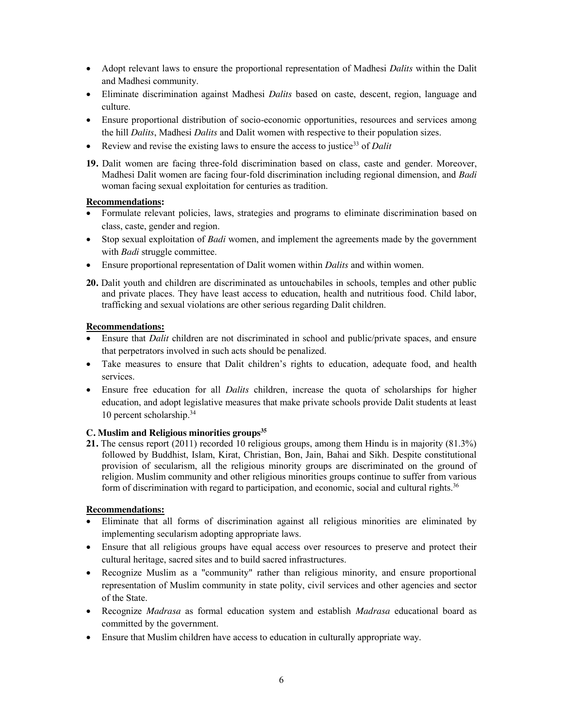- Adopt relevant laws to ensure the proportional representation of Madhesi *Dalits* within the Dalit and Madhesi community.
- Eliminate discrimination against Madhesi *Dalits* based on caste, descent, region, language and culture.
- Ensure proportional distribution of socio-economic opportunities, resources and services among the hill *Dalits*, Madhesi *Dalits* and Dalit women with respective to their population sizes.
- Review and revise the existing laws to ensure the access to justice[33] of *Dalit*

**19.** Dalit women are facing three-fold discrimination based on class, caste and gender. Moreover, Madhesi Dalit women are facing four-fold discrimination including regional dimension, and *Badi* woman facing sexual exploitation for centuries as tradition.

**Recommendations:**

- Formulate relevant policies, laws, strategies and programs to eliminate discrimination based on class, caste, gender and region.
- Stop sexual exploitation of *Badi* women, and implement the agreements made by the government with *Badi* struggle committee.
- Ensure proportional representation of Dalit women within *Dalits* and within women.

**20.** Dalit youth and children are discriminated as untouchabiles in schools, temples and other public and private places. They have least access to education, health and nutritious food. Child labor, trafficking and sexual violations are other serious regarding Dalit children.

**Recommendations:**

- Ensure that *Dalit* children are not discriminated in school and public/private spaces, and ensure that perpetrators involved in such acts should be penalized.
- Take measures to ensure that Dalit children's rights to education, adequate food, and health services.
- Ensure free education for all *Dalits* children, increase the quota of scholarships for higher education, and adopt legislative measures that make private schools provide Dalit students at least 10 percent scholarship.[34]

### C. Muslim and Religious minorities groups[35]

**21.** The census report (2011) recorded 10 religious groups, among them Hindu is in majority (81.3%) followed by Buddhist, Islam, Kirat, Christian, Bon, Jain, Bahai and Sikh. Despite constitutional provision of secularism, all the religious minority groups are discriminated on the ground of religion. Muslim community and other religious minorities groups continue to suffer from various form of discrimination with regard to participation, and economic, social and cultural rights.[36]

**Recommendations:**

- Eliminate that all forms of discrimination against all religious minorities are eliminated by implementing secularism adopting appropriate laws.
- Ensure that all religious groups have equal access over resources to preserve and protect their cultural heritage, sacred sites and to build sacred infrastructures.
- Recognize Muslim as a "community" rather than religious minority, and ensure proportional representation of Muslim community in state polity, civil services and other agencies and sector of the State.
- Recognize *Madrasa* as formal education system and establish *Madrasa* educational board as committed by the government.
- Ensure that Muslim children have access to education in culturally appropriate way.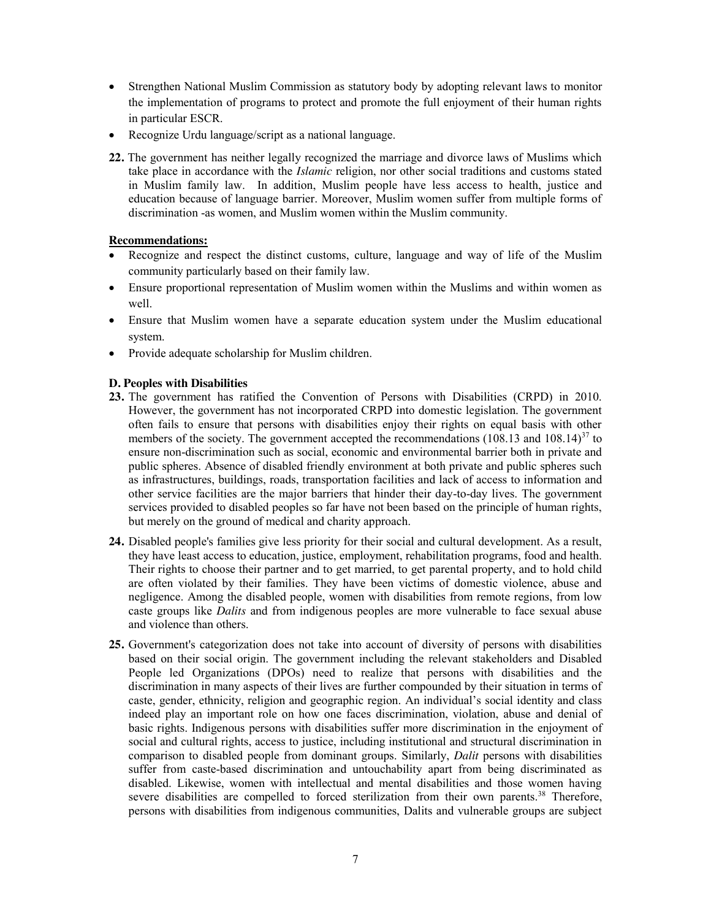- Strengthen National Muslim Commission as statutory body by adopting relevant laws to monitor the implementation of programs to protect and promote the full enjoyment of their human rights in particular ESCR.
- Recognize Urdu language/script as a national language.

**22.** The government has neither legally recognized the marriage and divorce laws of Muslims which take place in accordance with the *Islamic* religion, nor other social traditions and customs stated in Muslim family law. In addition, Muslim people have less access to health, justice and education because of language barrier. Moreover, Muslim women suffer from multiple forms of discrimination -as women, and Muslim women within the Muslim community.

**Recommendations:**

- Recognize and respect the distinct customs, culture, language and way of life of the Muslim community particularly based on their family law.
- Ensure proportional representation of Muslim women within the Muslims and within women as well.
- Ensure that Muslim women have a separate education system under the Muslim educational system.
- Provide adequate scholarship for Muslim children.

**D. Peoples with Disabilities**

**23.** The government has ratified the Convention of Persons with Disabilities (CRPD) in 2010. However, the government has not incorporated CRPD into domestic legislation. The government often fails to ensure that persons with disabilities enjoy their rights on equal basis with other members of the society. The government accepted the recommendations (108.13 and 108.14)[37] to ensure non-discrimination such as social, economic and environmental barrier both in private and public spheres. Absence of disabled friendly environment at both private and public spheres such as infrastructures, buildings, roads, transportation facilities and lack of access to information and other service facilities are the major barriers that hinder their day-to-day lives. The government services provided to disabled peoples so far have not been based on the principle of human rights, but merely on the ground of medical and charity approach.

**24.** Disabled people's families give less priority for their social and cultural development. As a result, they have least access to education, justice, employment, rehabilitation programs, food and health. Their rights to choose their partner and to get married, to get parental property, and to hold child are often violated by their families. They have been victims of domestic violence, abuse and negligence. Among the disabled people, women with disabilities from remote regions, from low caste groups like *Dalits* and from indigenous peoples are more vulnerable to face sexual abuse and violence than others.

**25.** Government's categorization does not take into account of diversity of persons with disabilities based on their social origin. The government including the relevant stakeholders and Disabled People led Organizations (DPOs) need to realize that persons with disabilities and the discrimination in many aspects of their lives are further compounded by their situation in terms of caste, gender, ethnicity, religion and geographic region. An individual's social identity and class indeed play an important role on how one faces discrimination, violation, abuse and denial of basic rights. Indigenous persons with disabilities suffer more discrimination in the enjoyment of social and cultural rights, access to justice, including institutional and structural discrimination in comparison to disabled people from dominant groups. Similarly, *Dalit* persons with disabilities suffer from caste-based discrimination and untouchability apart from being discriminated as disabled. Likewise, women with intellectual and mental disabilities and those women having severe disabilities are compelled to forced sterilization from their own parents.[38] Therefore, persons with disabilities from indigenous communities, Dalits and vulnerable groups are subject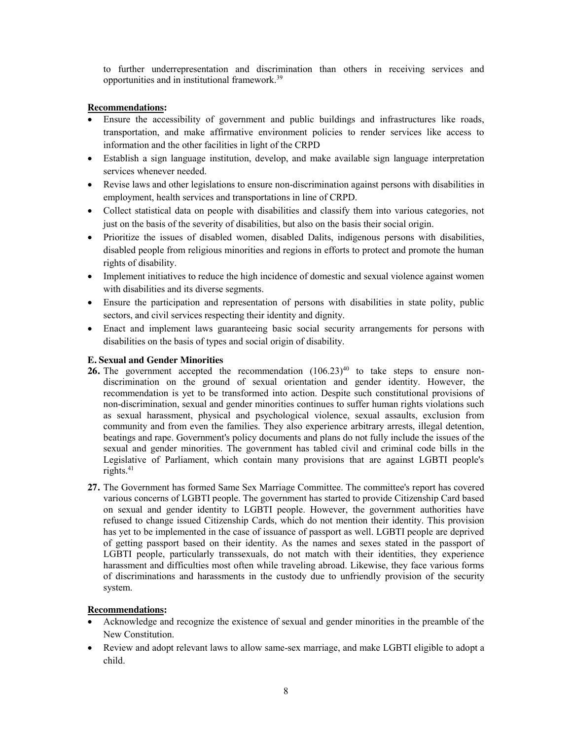to further underrepresentation and discrimination than others in receiving services and opportunities and in institutional framework.[39]

**Recommendations:**

- Ensure the accessibility of government and public buildings and infrastructures like roads, transportation, and make affirmative environment policies to render services like access to information and the other facilities in light of the CRPD
- Establish a sign language institution, develop, and make available sign language interpretation services whenever needed.
- Revise laws and other legislations to ensure non-discrimination against persons with disabilities in employment, health services and transportations in line of CRPD.
- Collect statistical data on people with disabilities and classify them into various categories, not just on the basis of the severity of disabilities, but also on the basis their social origin.
- Prioritize the issues of disabled women, disabled Dalits, indigenous persons with disabilities, disabled people from religious minorities and regions in efforts to protect and promote the human rights of disability.
- Implement initiatives to reduce the high incidence of domestic and sexual violence against women with disabilities and its diverse segments.
- Ensure the participation and representation of persons with disabilities in state polity, public sectors, and civil services respecting their identity and dignity.
- Enact and implement laws guaranteeing basic social security arrangements for persons with disabilities on the basis of types and social origin of disability.

**E. Sexual and Gender Minorities**

**26.** The government accepted the recommendation (106.23)[40] to take steps to ensure non-discrimination on the ground of sexual orientation and gender identity. However, the recommendation is yet to be transformed into action. Despite such constitutional provisions of non-discrimination, sexual and gender minorities continues to suffer human rights violations such as sexual harassment, physical and psychological violence, sexual assaults, exclusion from community and from even the families. They also experience arbitrary arrests, illegal detention, beatings and rape. Government's policy documents and plans do not fully include the issues of the sexual and gender minorities. The government has tabled civil and criminal code bills in the Legislative of Parliament, which contain many provisions that are against LGBTI people's rights.[41]

**27.** The Government has formed Same Sex Marriage Committee. The committee's report has covered various concerns of LGBTI people. The government has started to provide Citizenship Card based on sexual and gender identity to LGBTI people. However, the government authorities have refused to change issued Citizenship Cards, which do not mention their identity. This provision has yet to be implemented in the case of issuance of passport as well. LGBTI people are deprived of getting passport based on their identity. As the names and sexes stated in the passport of LGBTI people, particularly transsexuals, do not match with their identities, they experience harassment and difficulties most often while traveling abroad. Likewise, they face various forms of discriminations and harassments in the custody due to unfriendly provision of the security system.

**Recommendations:**

- Acknowledge and recognize the existence of sexual and gender minorities in the preamble of the New Constitution.
- Review and adopt relevant laws to allow same-sex marriage, and make LGBTI eligible to adopt a child.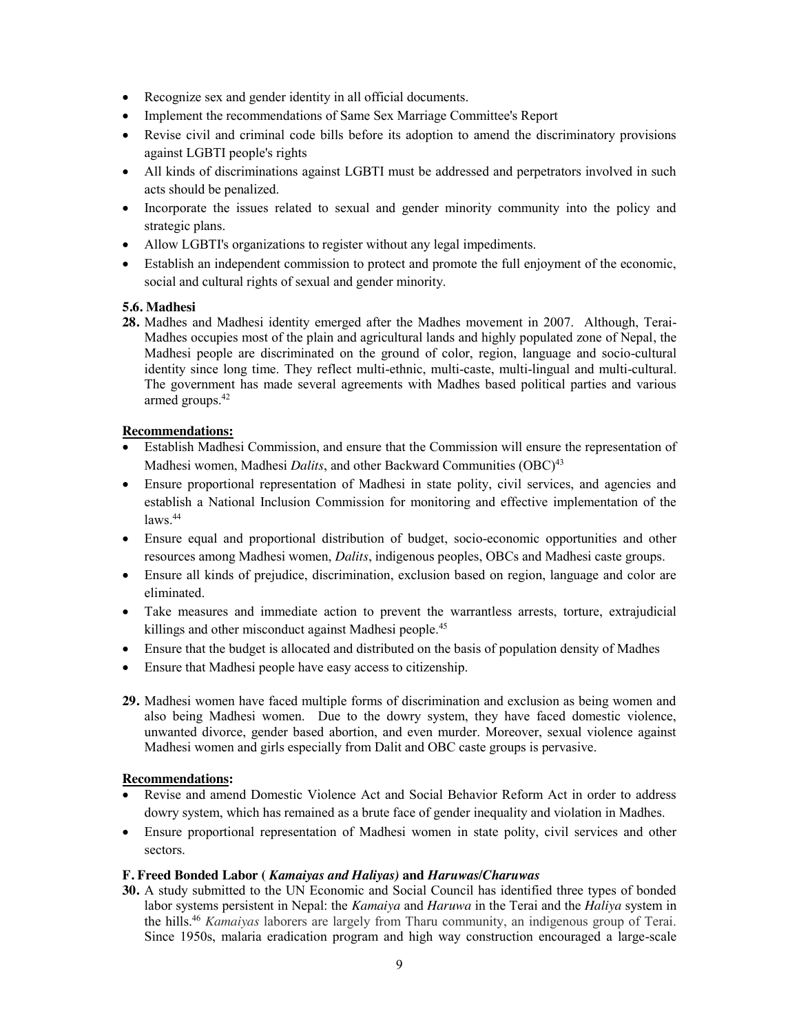- Recognize sex and gender identity in all official documents.
- Implement the recommendations of Same Sex Marriage Committee's Report
- Revise civil and criminal code bills before its adoption to amend the discriminatory provisions against LGBTI people's rights
- All kinds of discriminations against LGBTI must be addressed and perpetrators involved in such acts should be penalized.
- Incorporate the issues related to sexual and gender minority community into the policy and strategic plans.
- Allow LGBTI's organizations to register without any legal impediments.
- Establish an independent commission to protect and promote the full enjoyment of the economic, social and cultural rights of sexual and gender minority.

### 5.6. Madhesi

**28.** Madhes and Madhesi identity emerged after the Madhes movement in 2007. Although, Terai-Madhes occupies most of the plain and agricultural lands and highly populated zone of Nepal, the Madhesi people are discriminated on the ground of color, region, language and socio-cultural identity since long time. They reflect multi-ethnic, multi-caste, multi-lingual and multi-cultural. The government has made several agreements with Madhes based political parties and various armed groups.[42]

**Recommendations:**

- Establish Madhesi Commission, and ensure that the Commission will ensure the representation of Madhesi women, Madhesi *Dalits*, and other Backward Communities (OBC)[43]
- Ensure proportional representation of Madhesi in state polity, civil services, and agencies and establish a National Inclusion Commission for monitoring and effective implementation of the laws.[44]
- Ensure equal and proportional distribution of budget, socio-economic opportunities and other resources among Madhesi women, *Dalits*, indigenous peoples, OBCs and Madhesi caste groups.
- Ensure all kinds of prejudice, discrimination, exclusion based on region, language and color are eliminated.
- Take measures and immediate action to prevent the warrantless arrests, torture, extrajudicial killings and other misconduct against Madhesi people.[45]
- Ensure that the budget is allocated and distributed on the basis of population density of Madhes
- Ensure that Madhesi people have easy access to citizenship.

**29.** Madhesi women have faced multiple forms of discrimination and exclusion as being women and also being Madhesi women. Due to the dowry system, they have faced domestic violence, unwanted divorce, gender based abortion, and even murder. Moreover, sexual violence against Madhesi women and girls especially from Dalit and OBC caste groups is pervasive.

**Recommendations:**

- Revise and amend Domestic Violence Act and Social Behavior Reform Act in order to address dowry system, which has remained as a brute face of gender inequality and violation in Madhes.
- Ensure proportional representation of Madhesi women in state polity, civil services and other sectors.

### F. Freed Bonded Labor ( *Kamaiyas and Haliyas)* and *Haruwas/Charuwas*

**30.** A study submitted to the UN Economic and Social Council has identified three types of bonded labor systems persistent in Nepal: the *Kamaiya* and *Haruwa* in the Terai and the *Haliya* system in the hills.[46] *Kamaiyas* laborers are largely from Tharu community, an indigenous group of Terai. Since 1950s, malaria eradication program and high way construction encouraged a large-scale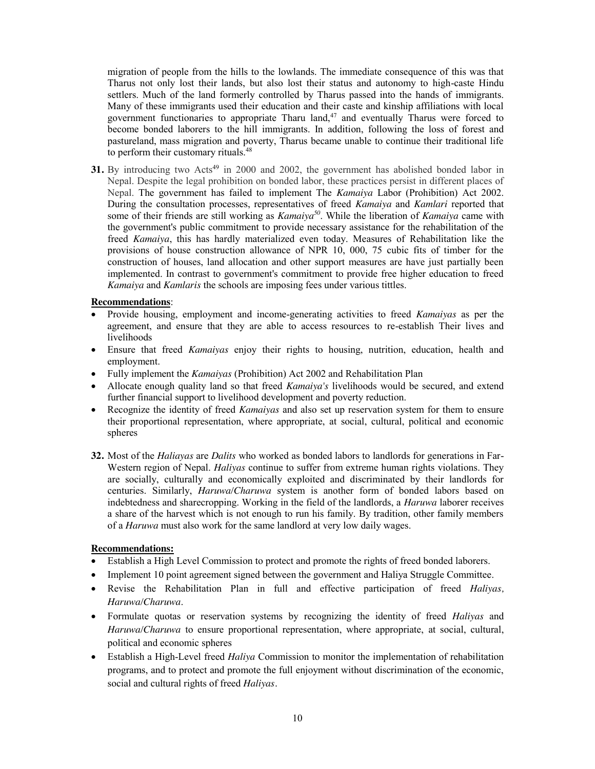migration of people from the hills to the lowlands. The immediate consequence of this was that Tharus not only lost their lands, but also lost their status and autonomy to high-caste Hindu settlers. Much of the land formerly controlled by Tharus passed into the hands of immigrants. Many of these immigrants used their education and their caste and kinship affiliations with local government functionaries to appropriate Tharu land,[47] and eventually Tharus were forced to become bonded laborers to the hill immigrants. In addition, following the loss of forest and pastureland, mass migration and poverty, Tharus became unable to continue their traditional life to perform their customary rituals.[48]

**31.** By introducing two Acts[49] in 2000 and 2002, the government has abolished bonded labor in Nepal. Despite the legal prohibition on bonded labor, these practices persist in different places of Nepal. The government has failed to implement The *Kamaiya* Labor (Prohibition) Act 2002. During the consultation processes, representatives of freed *Kamaiya* and *Kamlari* reported that some of their friends are still working as *Kamaiya*[50]. While the liberation of *Kamaiya* came with the government's public commitment to provide necessary assistance for the rehabilitation of the freed *Kamaiya*, this has hardly materialized even today. Measures of Rehabilitation like the provisions of house construction allowance of NPR 10, 000, 75 cubic fits of timber for the construction of houses, land allocation and other support measures are have just partially been implemented. In contrast to government's commitment to provide free higher education to freed *Kamaiya* and *Kamlaris* the schools are imposing fees under various tittles.

**Recommendations**:

- Provide housing, employment and income-generating activities to freed *Kamaiyas* as per the agreement, and ensure that they are able to access resources to re-establish Their lives and livelihoods
- Ensure that freed *Kamaiyas* enjoy their rights to housing, nutrition, education, health and employment.
- Fully implement the *Kamaiyas* (Prohibition) Act 2002 and Rehabilitation Plan
- Allocate enough quality land so that freed *Kamaiya's* livelihoods would be secured, and extend further financial support to livelihood development and poverty reduction.
- Recognize the identity of freed *Kamaiyas* and also set up reservation system for them to ensure their proportional representation, where appropriate, at social, cultural, political and economic spheres

**32.** Most of the *Haliayas* are *Dalits* who worked as bonded labors to landlords for generations in Far-Western region of Nepal. *Haliyas* continue to suffer from extreme human rights violations. They are socially, culturally and economically exploited and discriminated by their landlords for centuries. Similarly, *Haruwa/Charuwa* system is another form of bonded labors based on indebtedness and sharecropping. Working in the field of the landlords, a *Haruwa* laborer receives a share of the harvest which is not enough to run his family. By tradition, other family members of a *Haruwa* must also work for the same landlord at very low daily wages.

**Recommendations:**

- Establish a High Level Commission to protect and promote the rights of freed bonded laborers.
- Implement 10 point agreement signed between the government and Haliya Struggle Committee.
- Revise the Rehabilitation Plan in full and effective participation of freed *Haliyas, Haruwa/Charuwa*.
- Formulate quotas or reservation systems by recognizing the identity of freed *Haliyas* and *Haruwa/Charuwa* to ensure proportional representation, where appropriate, at social, cultural, political and economic spheres
- Establish a High-Level freed *Haliya* Commission to monitor the implementation of rehabilitation programs, and to protect and promote the full enjoyment without discrimination of the economic, social and cultural rights of freed *Haliyas*.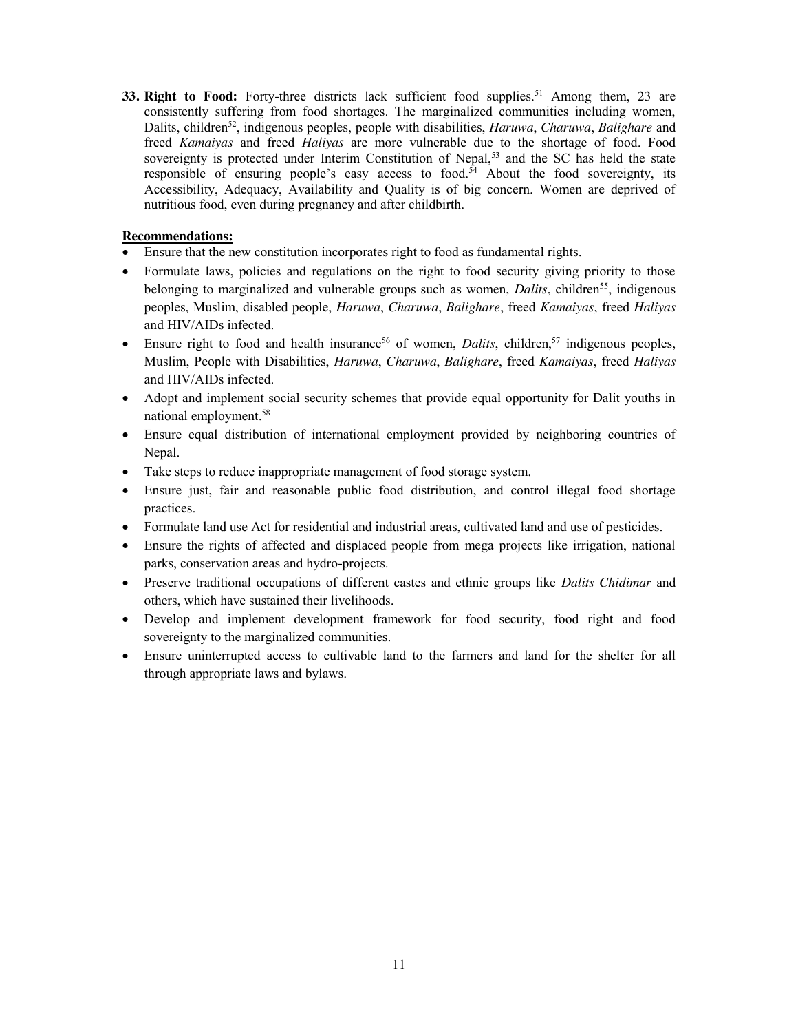**33. Right to Food:** Forty-three districts lack sufficient food supplies.[51] Among them, 23 are consistently suffering from food shortages. The marginalized communities including women, Dalits, children[52], indigenous peoples, people with disabilities, *Haruwa*, *Charuwa*, *Balighare* and freed *Kamaiyas* and freed *Haliyas* are more vulnerable due to the shortage of food. Food sovereignty is protected under Interim Constitution of Nepal,[53] and the SC has held the state responsible of ensuring people's easy access to food.[54] About the food sovereignty, its Accessibility, Adequacy, Availability and Quality is of big concern. Women are deprived of nutritious food, even during pregnancy and after childbirth.

**Recommendations:**

- Ensure that the new constitution incorporates right to food as fundamental rights.
- Formulate laws, policies and regulations on the right to food security giving priority to those belonging to marginalized and vulnerable groups such as women, *Dalits*, children[55], indigenous peoples, Muslim, disabled people, *Haruwa*, *Charuwa*, *Balighare*, freed *Kamaiyas*, freed *Haliyas* and HIV/AIDs infected.
- Ensure right to food and health insurance[56] of women, *Dalits*, children,[57] indigenous peoples, Muslim, People with Disabilities, *Haruwa*, *Charuwa*, *Balighare*, freed *Kamaiyas*, freed *Haliyas* and HIV/AIDs infected.
- Adopt and implement social security schemes that provide equal opportunity for Dalit youths in national employment.[58]
- Ensure equal distribution of international employment provided by neighboring countries of Nepal.
- Take steps to reduce inappropriate management of food storage system.
- Ensure just, fair and reasonable public food distribution, and control illegal food shortage practices.
- Formulate land use Act for residential and industrial areas, cultivated land and use of pesticides.
- Ensure the rights of affected and displaced people from mega projects like irrigation, national parks, conservation areas and hydro-projects.
- Preserve traditional occupations of different castes and ethnic groups like *Dalits Chidimar* and others, which have sustained their livelihoods.
- Develop and implement development framework for food security, food right and food sovereignty to the marginalized communities.
- Ensure uninterrupted access to cultivable land to the farmers and land for the shelter for all through appropriate laws and bylaws.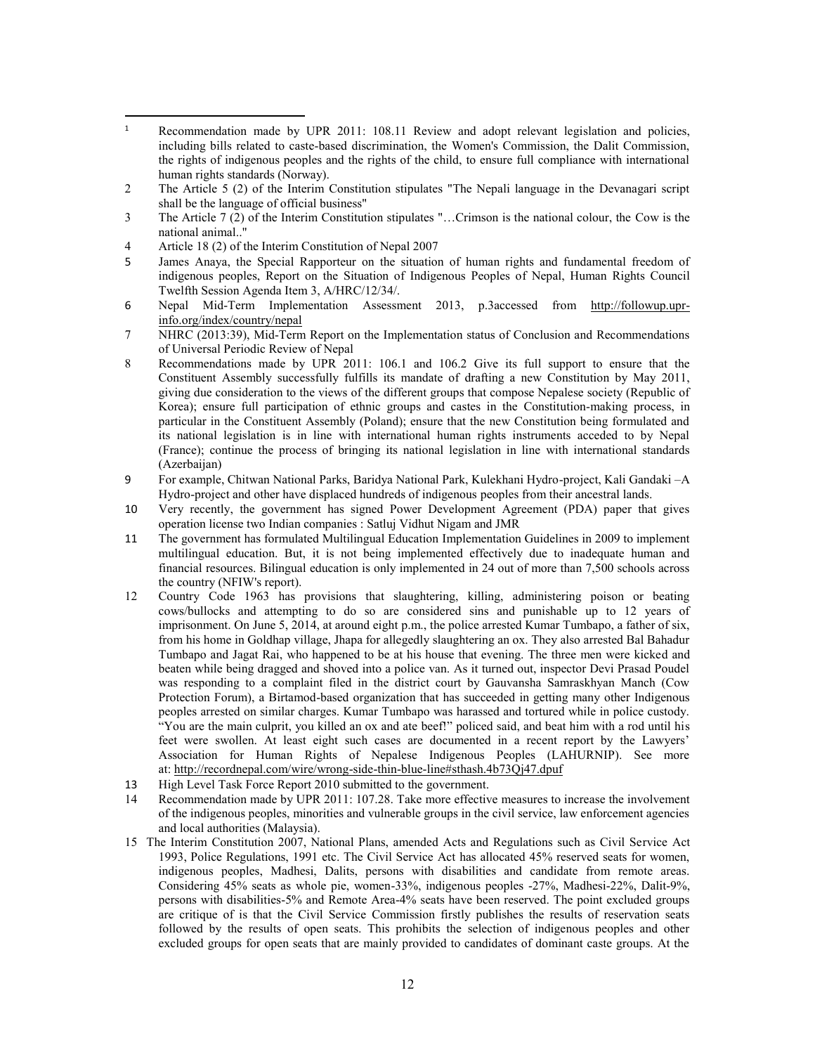1 Recommendation made by UPR 2011: 108.11 Review and adopt relevant legislation and policies, including bills related to caste-based discrimination, the Women's Commission, the Dalit Commission, the rights of indigenous peoples and the rights of the child, to ensure full compliance with international human rights standards (Norway).

2 The Article 5 (2) of the Interim Constitution stipulates "The Nepali language in the Devanagari script shall be the language of official business"

3 The Article 7 (2) of the Interim Constitution stipulates "…Crimson is the national colour, the Cow is the national animal.."

4 Article 18 (2) of the Interim Constitution of Nepal 2007

5 James Anaya, the Special Rapporteur on the situation of human rights and fundamental freedom of indigenous peoples, Report on the Situation of Indigenous Peoples of Nepal, Human Rights Council Twelfth Session Agenda Item 3, A/HRC/12/34/.

6 Nepal Mid-Term Implementation Assessment 2013, p.3accessed from http://followup.upr-info.org/index/country/nepal

7 NHRC (2013:39), Mid-Term Report on the Implementation status of Conclusion and Recommendations of Universal Periodic Review of Nepal

8 Recommendations made by UPR 2011: 106.1 and 106.2 Give its full support to ensure that the Constituent Assembly successfully fulfills its mandate of drafting a new Constitution by May 2011, giving due consideration to the views of the different groups that compose Nepalese society (Republic of Korea); ensure full participation of ethnic groups and castes in the Constitution-making process, in particular in the Constituent Assembly (Poland); ensure that the new Constitution being formulated and its national legislation is in line with international human rights instruments acceded to by Nepal (France); continue the process of bringing its national legislation in line with international standards (Azerbaijan)

9 For example, Chitwan National Parks, Baridya National Park, Kulekhani Hydro-project, Kali Gandaki –A Hydro-project and other have displaced hundreds of indigenous peoples from their ancestral lands.

10 Very recently, the government has signed Power Development Agreement (PDA) paper that gives operation license two Indian companies : Satluj Vidhut Nigam and JMR

11 The government has formulated Multilingual Education Implementation Guidelines in 2009 to implement multilingual education. But, it is not being implemented effectively due to inadequate human and financial resources. Bilingual education is only implemented in 24 out of more than 7,500 schools across the country (NFIW's report).

12 Country Code 1963 has provisions that slaughtering, killing, administering poison or beating cows/bullocks and attempting to do so are considered sins and punishable up to 12 years of imprisonment. On June 5, 2014, at around eight p.m., the police arrested Kumar Tumbapo, a father of six, from his home in Goldhap village, Jhapa for allegedly slaughtering an ox. They also arrested Bal Bahadur Tumbapo and Jagat Rai, who happened to be at his house that evening. The three men were kicked and beaten while being dragged and shoved into a police van. As it turned out, inspector Devi Prasad Poudel was responding to a complaint filed in the district court by Gauvansha Samraskhyan Manch (Cow Protection Forum), a Birtamod-based organization that has succeeded in getting many other Indigenous peoples arrested on similar charges. Kumar Tumbapo was harassed and tortured while in police custody. "You are the main culprit, you killed an ox and ate beef!" policed said, and beat him with a rod until his feet were swollen. At least eight such cases are documented in a recent report by the Lawyers' Association for Human Rights of Nepalese Indigenous Peoples (LAHURNIP). See more at: http://recordnepal.com/wire/wrong-side-thin-blue-line#sthash.4b73Qj47.dpuf

13 High Level Task Force Report 2010 submitted to the government.

14 Recommendation made by UPR 2011: 107.28. Take more effective measures to increase the involvement of the indigenous peoples, minorities and vulnerable groups in the civil service, law enforcement agencies and local authorities (Malaysia).

15 The Interim Constitution 2007, National Plans, amended Acts and Regulations such as Civil Service Act 1993, Police Regulations, 1991 etc. The Civil Service Act has allocated 45% reserved seats for women, indigenous peoples, Madhesi, Dalits, persons with disabilities and candidate from remote areas. Considering 45% seats as whole pie, women-33%, indigenous peoples -27%, Madhesi-22%, Dalit-9%, persons with disabilities-5% and Remote Area-4% seats have been reserved. The point excluded groups are critique of is that the Civil Service Commission firstly publishes the results of reservation seats followed by the results of open seats. This prohibits the selection of indigenous peoples and other excluded groups for open seats that are mainly provided to candidates of dominant caste groups. At the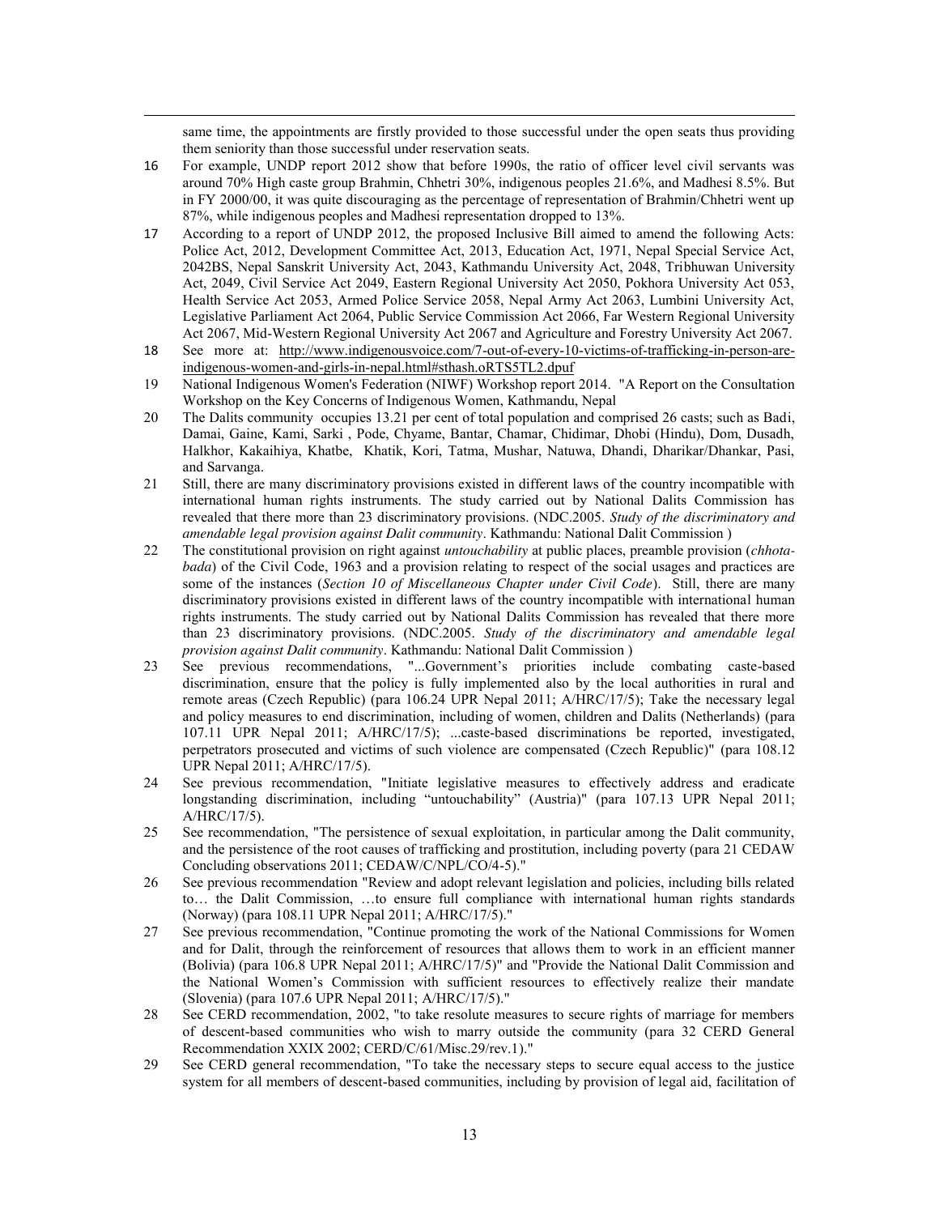same time, the appointments are firstly provided to those successful under the open seats thus providing them seniority than those successful under reservation seats.

16 For example, UNDP report 2012 show that before 1990s, the ratio of officer level civil servants was around 70% High caste group Brahmin, Chhetri 30%, indigenous peoples 21.6%, and Madhesi 8.5%. But in FY 2000/00, it was quite discouraging as the percentage of representation of Brahmin/Chhetri went up 87%, while indigenous peoples and Madhesi representation dropped to 13%.

17 According to a report of UNDP 2012, the proposed Inclusive Bill aimed to amend the following Acts: Police Act, 2012, Development Committee Act, 2013, Education Act, 1971, Nepal Special Service Act, 2042BS, Nepal Sanskrit University Act, 2043, Kathmandu University Act, 2048, Tribhuwan University Act, 2049, Civil Service Act 2049, Eastern Regional University Act 2050, Pokhora University Act 053, Health Service Act 2053, Armed Police Service 2058, Nepal Army Act 2063, Lumbini University Act, Legislative Parliament Act 2064, Public Service Commission Act 2066, Far Western Regional University Act 2067, Mid-Western Regional University Act 2067 and Agriculture and Forestry University Act 2067.

18 See more at: http://www.indigenousvoice.com/7-out-of-every-10-victims-of-trafficking-in-person-are-indigenous-women-and-girls-in-nepal.html#sthash.oRTS5TL2.dpuf

19 National Indigenous Women's Federation (NIWF) Workshop report 2014. "A Report on the Consultation Workshop on the Key Concerns of Indigenous Women, Kathmandu, Nepal

20 The Dalits community occupies 13.21 per cent of total population and comprised 26 casts; such as Badi, Damai, Gaine, Kami, Sarki , Pode, Chyame, Bantar, Chamar, Chidimar, Dhobi (Hindu), Dom, Dusadh, Halkhor, Kakaihiya, Khatbe, Khatik, Kori, Tatma, Mushar, Natuwa, Dhandi, Dharikar/Dhankar, Pasi, and Sarvanga.

21 Still, there are many discriminatory provisions existed in different laws of the country incompatible with international human rights instruments. The study carried out by National Dalits Commission has revealed that there more than 23 discriminatory provisions. (NDC.2005. *Study of the discriminatory and amendable legal provision against Dalit community*. Kathmandu: National Dalit Commission )

22 The constitutional provision on right against *untouchability* at public places, preamble provision (*chhota-bada*) of the Civil Code, 1963 and a provision relating to respect of the social usages and practices are some of the instances (*Section 10 of Miscellaneous Chapter under Civil Code*). Still, there are many discriminatory provisions existed in different laws of the country incompatible with international human rights instruments. The study carried out by National Dalits Commission has revealed that there more than 23 discriminatory provisions. (NDC.2005. *Study of the discriminatory and amendable legal provision against Dalit community*. Kathmandu: National Dalit Commission )

23 See previous recommendations, "...Government's priorities include combating caste-based discrimination, ensure that the policy is fully implemented also by the local authorities in rural and remote areas (Czech Republic) (para 106.24 UPR Nepal 2011; A/HRC/17/5); Take the necessary legal and policy measures to end discrimination, including of women, children and Dalits (Netherlands) (para 107.11 UPR Nepal 2011; A/HRC/17/5); ...caste-based discriminations be reported, investigated, perpetrators prosecuted and victims of such violence are compensated (Czech Republic)" (para 108.12 UPR Nepal 2011; A/HRC/17/5).

24 See previous recommendation, "Initiate legislative measures to effectively address and eradicate longstanding discrimination, including "untouchability" (Austria)" (para 107.13 UPR Nepal 2011; A/HRC/17/5).

25 See recommendation, "The persistence of sexual exploitation, in particular among the Dalit community, and the persistence of the root causes of trafficking and prostitution, including poverty (para 21 CEDAW Concluding observations 2011; CEDAW/C/NPL/CO/4-5)."

26 See previous recommendation "Review and adopt relevant legislation and policies, including bills related to… the Dalit Commission, …to ensure full compliance with international human rights standards (Norway) (para 108.11 UPR Nepal 2011; A/HRC/17/5)."

27 See previous recommendation, "Continue promoting the work of the National Commissions for Women and for Dalit, through the reinforcement of resources that allows them to work in an efficient manner (Bolivia) (para 106.8 UPR Nepal 2011; A/HRC/17/5)" and "Provide the National Dalit Commission and the National Women's Commission with sufficient resources to effectively realize their mandate (Slovenia) (para 107.6 UPR Nepal 2011; A/HRC/17/5)."

28 See CERD recommendation, 2002, "to take resolute measures to secure rights of marriage for members of descent-based communities who wish to marry outside the community (para 32 CERD General Recommendation XXIX 2002; CERD/C/61/Misc.29/rev.1)."

29 See CERD general recommendation, "To take the necessary steps to secure equal access to the justice system for all members of descent-based communities, including by provision of legal aid, facilitation of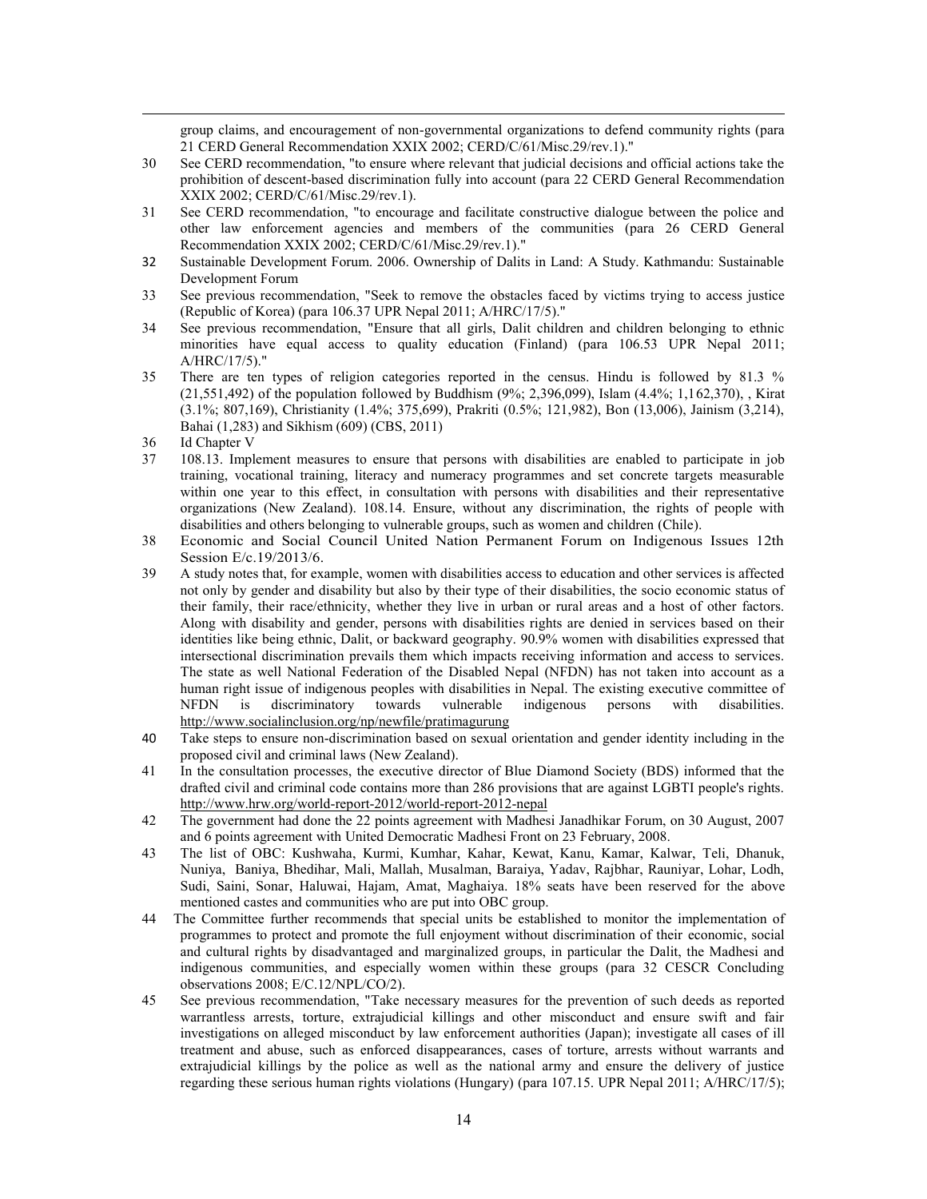group claims, and encouragement of non-governmental organizations to defend community rights (para 21 CERD General Recommendation XXIX 2002; CERD/C/61/Misc.29/rev.1)."

30 See CERD recommendation, "to ensure where relevant that judicial decisions and official actions take the prohibition of descent-based discrimination fully into account (para 22 CERD General Recommendation XXIX 2002; CERD/C/61/Misc.29/rev.1).

31 See CERD recommendation, "to encourage and facilitate constructive dialogue between the police and other law enforcement agencies and members of the communities (para 26 CERD General Recommendation XXIX 2002; CERD/C/61/Misc.29/rev.1)."

32 Sustainable Development Forum. 2006. Ownership of Dalits in Land: A Study. Kathmandu: Sustainable Development Forum

33 See previous recommendation, "Seek to remove the obstacles faced by victims trying to access justice (Republic of Korea) (para 106.37 UPR Nepal 2011; A/HRC/17/5)."

34 See previous recommendation, "Ensure that all girls, Dalit children and children belonging to ethnic minorities have equal access to quality education (Finland) (para 106.53 UPR Nepal 2011; A/HRC/17/5)."

35 There are ten types of religion categories reported in the census. Hindu is followed by 81.3 % (21,551,492) of the population followed by Buddhism (9%; 2,396,099), Islam (4.4%; 1,162,370), , Kirat (3.1%; 807,169), Christianity (1.4%; 375,699), Prakriti (0.5%; 121,982), Bon (13,006), Jainism (3,214), Bahai (1,283) and Sikhism (609) (CBS, 2011)

36 Id Chapter V

37 108.13. Implement measures to ensure that persons with disabilities are enabled to participate in job training, vocational training, literacy and numeracy programmes and set concrete targets measurable within one year to this effect, in consultation with persons with disabilities and their representative organizations (New Zealand). 108.14. Ensure, without any discrimination, the rights of people with disabilities and others belonging to vulnerable groups, such as women and children (Chile).

38 Economic and Social Council United Nation Permanent Forum on Indigenous Issues 12th Session E/c.19/2013/6.

39 A study notes that, for example, women with disabilities access to education and other services is affected not only by gender and disability but also by their type of their disabilities, the socio economic status of their family, their race/ethnicity, whether they live in urban or rural areas and a host of other factors. Along with disability and gender, persons with disabilities rights are denied in services based on their identities like being ethnic, Dalit, or backward geography. 90.9% women with disabilities expressed that intersectional discrimination prevails them which impacts receiving information and access to services. The state as well National Federation of the Disabled Nepal (NFDN) has not taken into account as a human right issue of indigenous peoples with disabilities in Nepal. The existing executive committee of NFDN is discriminatory towards vulnerable indigenous persons with disabilities. http://www.socialinclusion.org/np/newfile/pratimagurung

40 Take steps to ensure non-discrimination based on sexual orientation and gender identity including in the proposed civil and criminal laws (New Zealand).

41 In the consultation processes, the executive director of Blue Diamond Society (BDS) informed that the drafted civil and criminal code contains more than 286 provisions that are against LGBTI people's rights. http://www.hrw.org/world-report-2012/world-report-2012-nepal

42 The government had done the 22 points agreement with Madhesi Janadhikar Forum, on 30 August, 2007 and 6 points agreement with United Democratic Madhesi Front on 23 February, 2008.

43 The list of OBC: Kushwaha, Kurmi, Kumhar, Kahar, Kewat, Kanu, Kamar, Kalwar, Teli, Dhanuk, Nuniya, Baniya, Bhedihar, Mali, Mallah, Musalman, Baraiya, Yadav, Rajbhar, Rauniyar, Lohar, Lodh, Sudi, Saini, Sonar, Haluwai, Hajam, Amat, Maghaiya. 18% seats have been reserved for the above mentioned castes and communities who are put into OBC group.

44 The Committee further recommends that special units be established to monitor the implementation of programmes to protect and promote the full enjoyment without discrimination of their economic, social and cultural rights by disadvantaged and marginalized groups, in particular the Dalit, the Madhesi and indigenous communities, and especially women within these groups (para 32 CESCR Concluding observations 2008; E/C.12/NPL/CO/2).

45 See previous recommendation, "Take necessary measures for the prevention of such deeds as reported warrantless arrests, torture, extrajudicial killings and other misconduct and ensure swift and fair investigations on alleged misconduct by law enforcement authorities (Japan); investigate all cases of ill treatment and abuse, such as enforced disappearances, cases of torture, arrests without warrants and extrajudicial killings by the police as well as the national army and ensure the delivery of justice regarding these serious human rights violations (Hungary) (para 107.15. UPR Nepal 2011; A/HRC/17/5);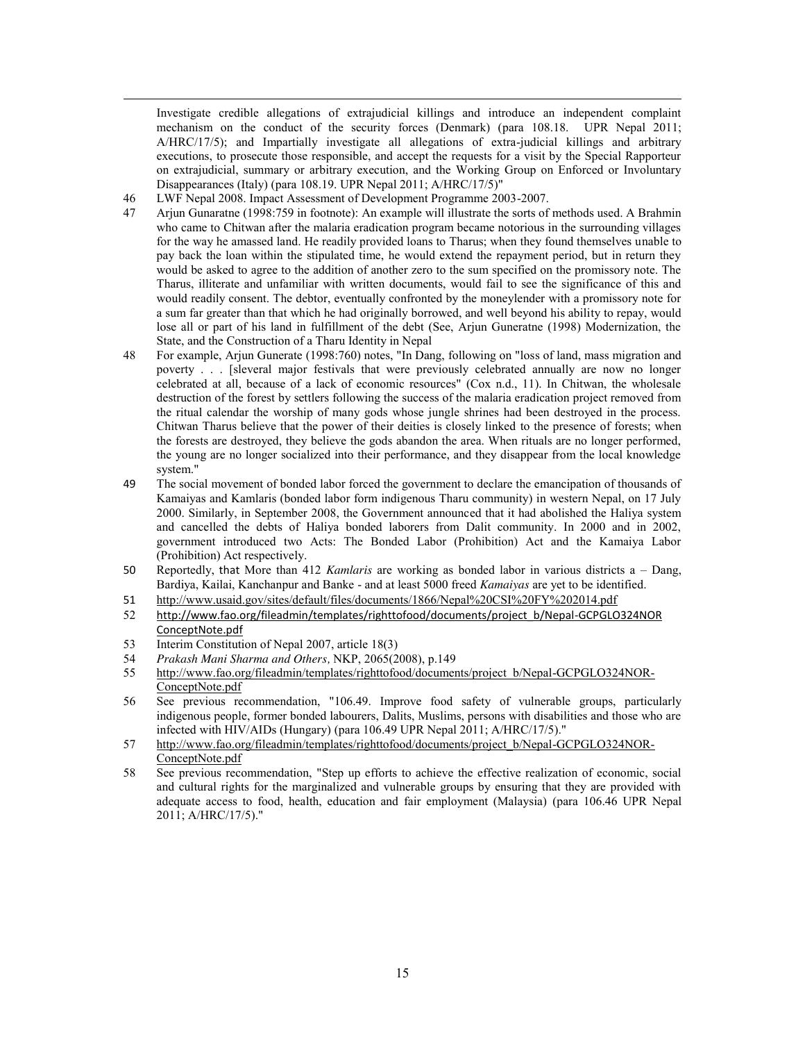Investigate credible allegations of extrajudicial killings and introduce an independent complaint mechanism on the conduct of the security forces (Denmark) (para 108.18. UPR Nepal 2011; A/HRC/17/5); and Impartially investigate all allegations of extra-judicial killings and arbitrary executions, to prosecute those responsible, and accept the requests for a visit by the Special Rapporteur on extrajudicial, summary or arbitrary execution, and the Working Group on Enforced or Involuntary Disappearances (Italy) (para 108.19. UPR Nepal 2011; A/HRC/17/5)"

46 LWF Nepal 2008. Impact Assessment of Development Programme 2003-2007.

47 Arjun Gunaratne (1998:759 in footnote): An example will illustrate the sorts of methods used. A Brahmin who came to Chitwan after the malaria eradication program became notorious in the surrounding villages for the way he amassed land. He readily provided loans to Tharus; when they found themselves unable to pay back the loan within the stipulated time, he would extend the repayment period, but in return they would be asked to agree to the addition of another zero to the sum specified on the promissory note. The Tharus, illiterate and unfamiliar with written documents, would fail to see the significance of this and would readily consent. The debtor, eventually confronted by the moneylender with a promissory note for a sum far greater than that which he had originally borrowed, and well beyond his ability to repay, would lose all or part of his land in fulfillment of the debt (See, Arjun Guneratne (1998) Modernization, the State, and the Construction of a Tharu Identity in Nepal

48 For example, Arjun Gunerate (1998:760) notes, "In Dang, following on "loss of land, mass migration and poverty . . . [sleveral major festivals that were previously celebrated annually are now no longer celebrated at all, because of a lack of economic resources" (Cox n.d., 11). In Chitwan, the wholesale destruction of the forest by settlers following the success of the malaria eradication project removed from the ritual calendar the worship of many gods whose jungle shrines had been destroyed in the process. Chitwan Tharus believe that the power of their deities is closely linked to the presence of forests; when the forests are destroyed, they believe the gods abandon the area. When rituals are no longer performed, the young are no longer socialized into their performance, and they disappear from the local knowledge system."

49 The social movement of bonded labor forced the government to declare the emancipation of thousands of Kamaiyas and Kamlaris (bonded labor form indigenous Tharu community) in western Nepal, on 17 July 2000. Similarly, in September 2008, the Government announced that it had abolished the Haliya system and cancelled the debts of Haliya bonded laborers from Dalit community. In 2000 and in 2002, government introduced two Acts: The Bonded Labor (Prohibition) Act and the Kamaiya Labor (Prohibition) Act respectively.

50 Reportedly, that More than 412 *Kamlaris* are working as bonded labor in various districts a – Dang, Bardiya, Kailai, Kanchanpur and Banke - and at least 5000 freed *Kamaiyas* are yet to be identified.

51 http://www.usaid.gov/sites/default/files/documents/1866/Nepal%20CSI%20FY%202014.pdf

52 http://www.fao.org/fileadmin/templates/righttofood/documents/project_b/Nepal-GCPGLO324NOR ConceptNote.pdf

53 Interim Constitution of Nepal 2007, article 18(3)

54 *Prakash Mani Sharma and Others,* NKP, 2065(2008), p.149

55 http://www.fao.org/fileadmin/templates/righttofood/documents/project_b/Nepal-GCPGLO324NOR-ConceptNote.pdf

56 See previous recommendation, "106.49. Improve food safety of vulnerable groups, particularly indigenous people, former bonded labourers, Dalits, Muslims, persons with disabilities and those who are infected with HIV/AIDs (Hungary) (para 106.49 UPR Nepal 2011; A/HRC/17/5)."

57 http://www.fao.org/fileadmin/templates/righttofood/documents/project_b/Nepal-GCPGLO324NOR-ConceptNote.pdf

58 See previous recommendation, "Step up efforts to achieve the effective realization of economic, social and cultural rights for the marginalized and vulnerable groups by ensuring that they are provided with adequate access to food, health, education and fair employment (Malaysia) (para 106.46 UPR Nepal 2011; A/HRC/17/5)."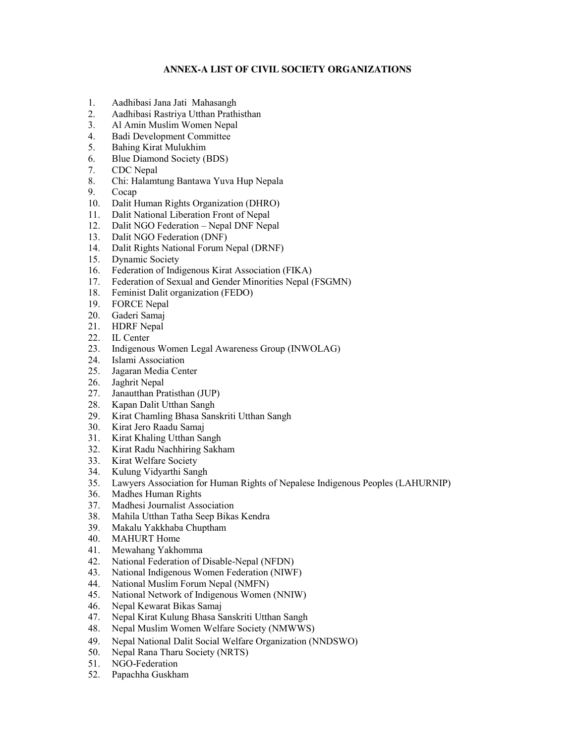# ANNEX-A LIST OF CIVIL SOCIETY ORGANIZATIONS

1. Aadhibasi Jana Jati Mahasangh
2. Aadhibasi Rastriya Utthan Prathisthan
3. Al Amin Muslim Women Nepal
4. Badi Development Committee
5. Bahing Kirat Mulukhim
6. Blue Diamond Society (BDS)
7. CDC Nepal
8. Chi: Halamtung Bantawa Yuva Hup Nepala
9. Cocap
10. Dalit Human Rights Organization (DHRO)
11. Dalit National Liberation Front of Nepal
12. Dalit NGO Federation – Nepal DNF Nepal
13. Dalit NGO Federation (DNF)
14. Dalit Rights National Forum Nepal (DRNF)
15. Dynamic Society
16. Federation of Indigenous Kirat Association (FIKA)
17. Federation of Sexual and Gender Minorities Nepal (FSGMN)
18. Feminist Dalit organization (FEDO)
19. FORCE Nepal
20. Gaderi Samaj
21. HDRF Nepal
22. IL Center
23. Indigenous Women Legal Awareness Group (INWOLAG)
24. Islami Association
25. Jagaran Media Center
26. Jaghrit Nepal
27. Janautthan Pratisthan (JUP)
28. Kapan Dalit Utthan Sangh
29. Kirat Chamling Bhasa Sanskriti Utthan Sangh
30. Kirat Jero Raadu Samaj
31. Kirat Khaling Utthan Sangh
32. Kirat Radu Nachhiring Sakham
33. Kirat Welfare Society
34. Kulung Vidyarthi Sangh
35. Lawyers Association for Human Rights of Nepalese Indigenous Peoples (LAHURNIP)
36. Madhes Human Rights
37. Madhesi Journalist Association
38. Mahila Utthan Tatha Seep Bikas Kendra
39. Makalu Yakkhaba Chuptham
40. MAHURT Home
41. Mewahang Yakhomma
42. National Federation of Disable-Nepal (NFDN)
43. National Indigenous Women Federation (NIWF)
44. National Muslim Forum Nepal (NMFN)
45. National Network of Indigenous Women (NNIW)
46. Nepal Kewarat Bikas Samaj
47. Nepal Kirat Kulung Bhasa Sanskriti Utthan Sangh
48. Nepal Muslim Women Welfare Society (NMWWS)
49. Nepal National Dalit Social Welfare Organization (NNDSWO)
50. Nepal Rana Tharu Society (NRTS)
51. NGO-Federation
52. Papachha Guskham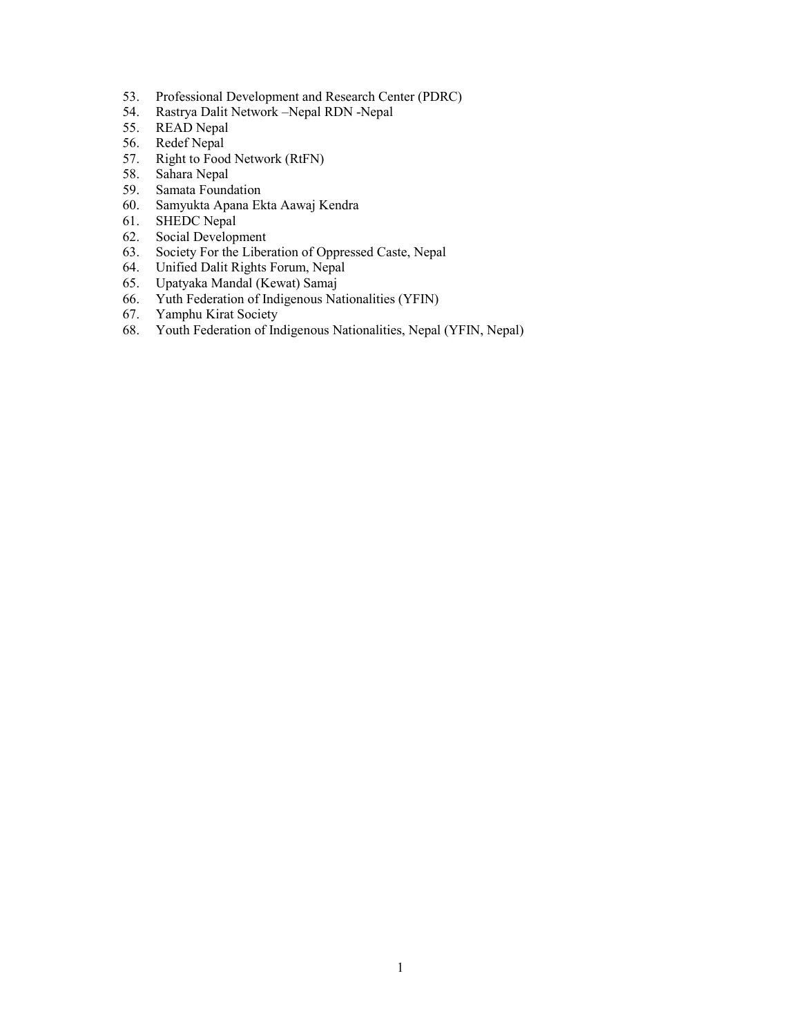53. Professional Development and Research Center (PDRC)
54. Rastrya Dalit Network –Nepal RDN -Nepal
55. READ Nepal
56. Redef Nepal
57. Right to Food Network (RtFN)
58. Sahara Nepal
59. Samata Foundation
60. Samyukta Apana Ekta Aawaj Kendra
61. SHEDC Nepal
62. Social Development
63. Society For the Liberation of Oppressed Caste, Nepal
64. Unified Dalit Rights Forum, Nepal
65. Upatyaka Mandal (Kewat) Samaj
66. Yuth Federation of Indigenous Nationalities (YFIN)
67. Yamphu Kirat Society
68. Youth Federation of Indigenous Nationalities, Nepal (YFIN, Nepal)